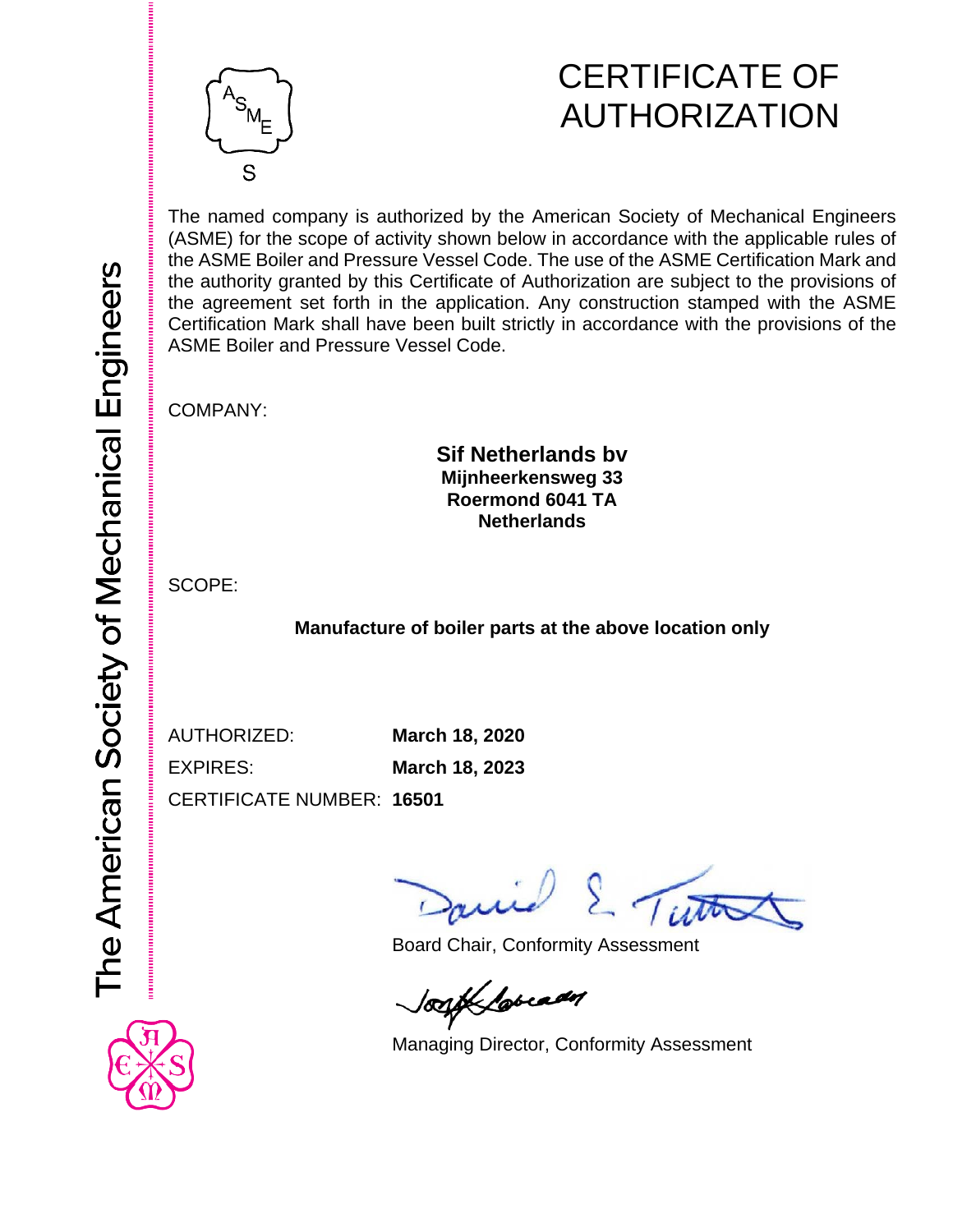The American Society of Mechanical Engineers

# CERTIFICATE OF AUTHORIZATION

The named company is authorized by the American Society of Mechanical Engineers (ASME) for the scope of activity shown below in accordance with the applicable rules of the ASME Boiler and Pressure Vessel Code. The use of the ASME Certification Mark and the authority granted by this Certificate of Authorization are subject to the provisions of the agreement set forth in the application. Any construction stamped with the ASME Certification Mark shall have been built strictly in accordance with the provisions of the ASME Boiler and Pressure Vessel Code.

COMPANY:

**Sif Netherlands bv**
**Mijnheerkensweg 33**
**Roermond 6041 TA**
**Netherlands**

SCOPE:

**Manufacture of boiler parts at the above location only**

AUTHORIZED: **March 18, 2020**
EXPIRES: **March 18, 2023**
CERTIFICATE NUMBER: **16501**

Board Chair, Conformity Assessment

Managing Director, Conformity Assessment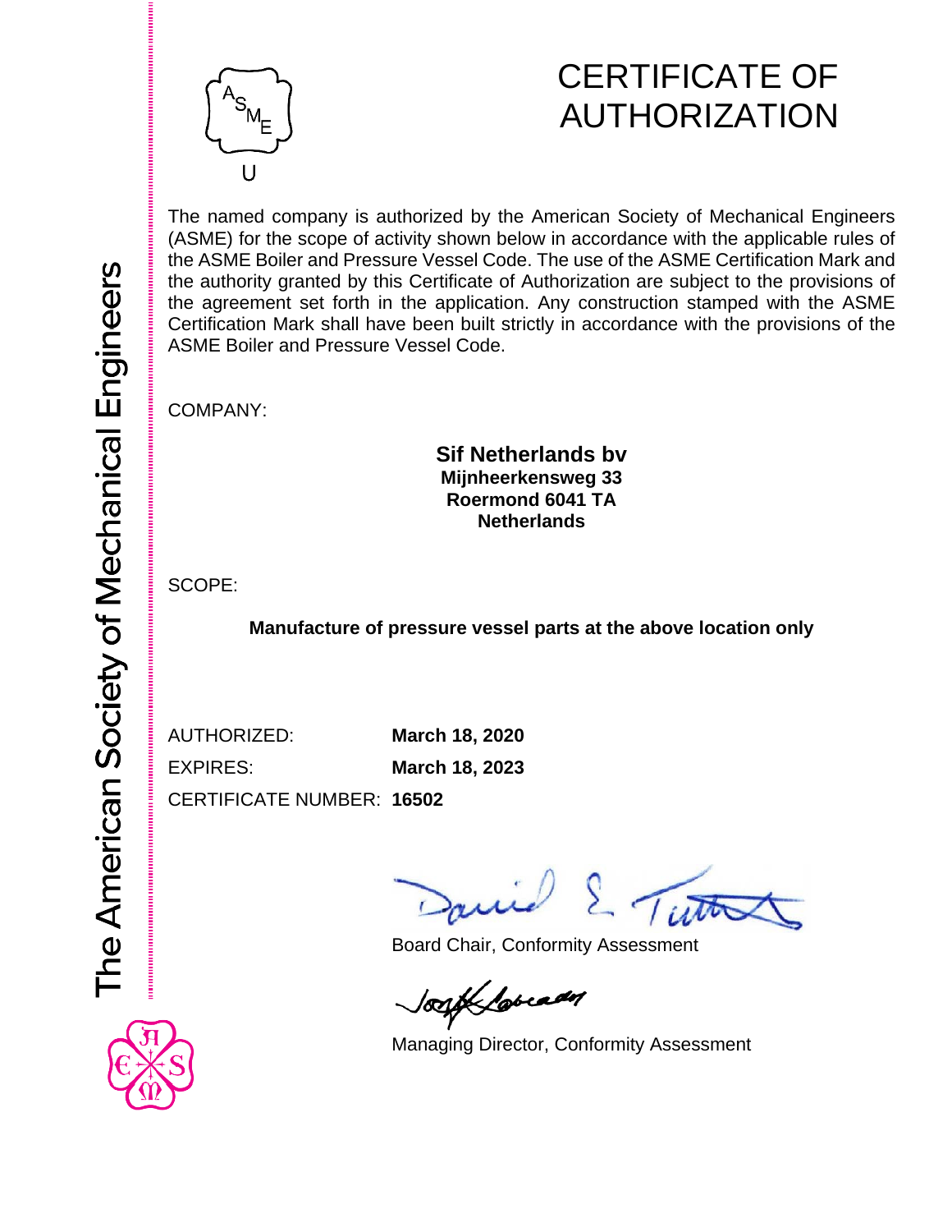The American Society of Mechanical Engineers

# CERTIFICATE OF AUTHORIZATION

U

The named company is authorized by the American Society of Mechanical Engineers (ASME) for the scope of activity shown below in accordance with the applicable rules of the ASME Boiler and Pressure Vessel Code. The use of the ASME Certification Mark and the authority granted by this Certificate of Authorization are subject to the provisions of the agreement set forth in the application. Any construction stamped with the ASME Certification Mark shall have been built strictly in accordance with the provisions of the ASME Boiler and Pressure Vessel Code.

COMPANY:

**Sif Netherlands bv**
**Mijnheerkensweg 33**
**Roermond 6041 TA**
**Netherlands**

SCOPE:

**Manufacture of pressure vessel parts at the above location only**

AUTHORIZED: **March 18, 2020**

EXPIRES: **March 18, 2023**

CERTIFICATE NUMBER: **16502**

Board Chair, Conformity Assessment

Managing Director, Conformity Assessment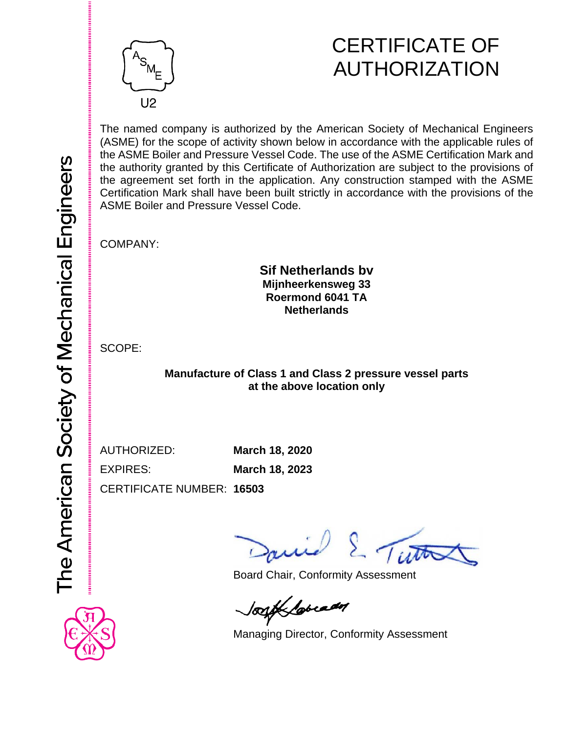U2

# CERTIFICATE OF AUTHORIZATION

The named company is authorized by the American Society of Mechanical Engineers (ASME) for the scope of activity shown below in accordance with the applicable rules of the ASME Boiler and Pressure Vessel Code. The use of the ASME Certification Mark and the authority granted by this Certificate of Authorization are subject to the provisions of the agreement set forth in the application. Any construction stamped with the ASME Certification Mark shall have been built strictly in accordance with the provisions of the ASME Boiler and Pressure Vessel Code.

COMPANY:

**Sif Netherlands bv**
**Mijnheerkensweg 33**
**Roermond 6041 TA**
**Netherlands**

SCOPE:

**Manufacture of Class 1 and Class 2 pressure vessel parts at the above location only**

AUTHORIZED: **March 18, 2020**

EXPIRES: **March 18, 2023**

CERTIFICATE NUMBER: **16503**

Board Chair, Conformity Assessment

Managing Director, Conformity Assessment

The American Society of Mechanical Engineers